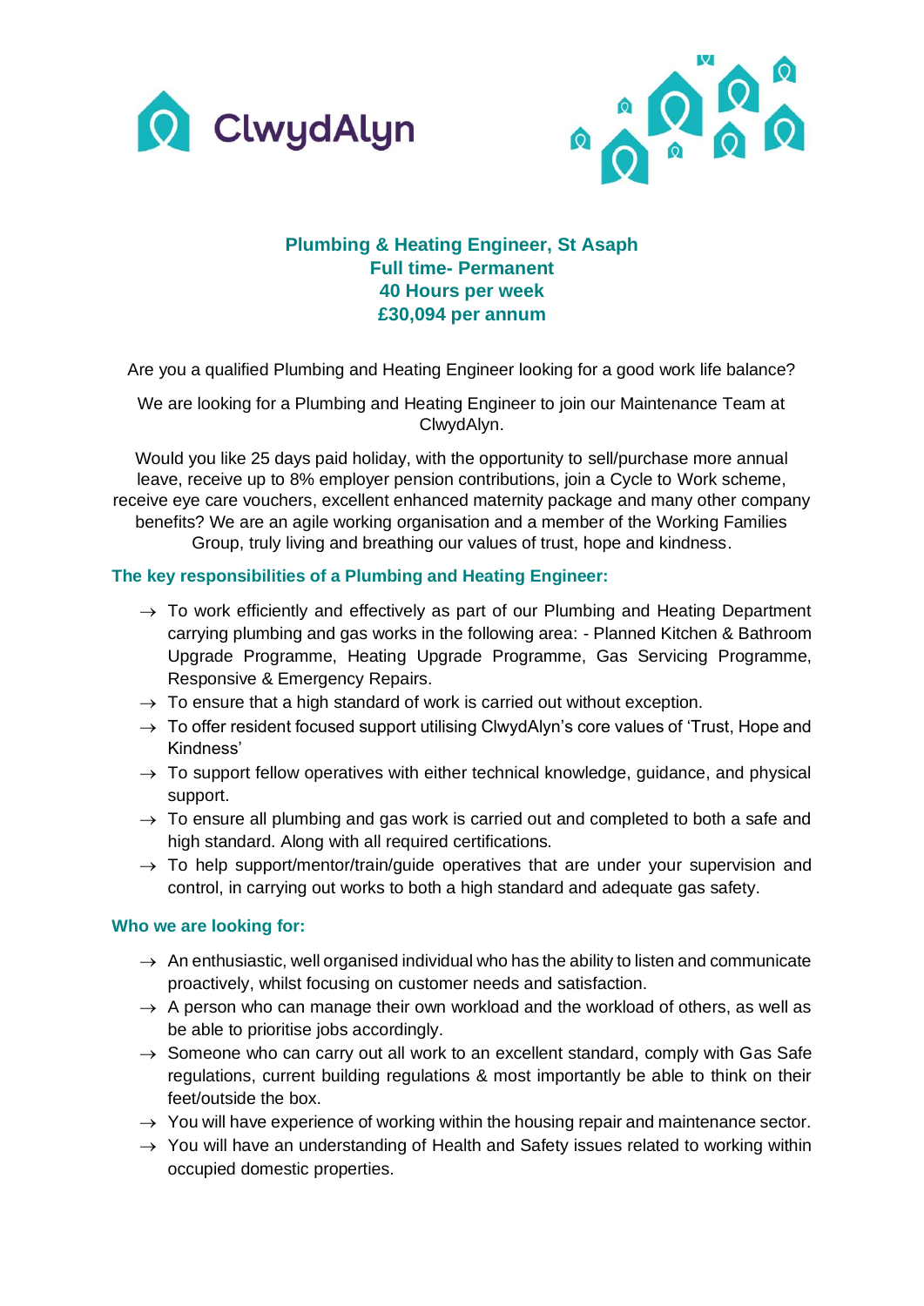ClwydAlyn

## Plumbing & Heating Engineer, St Asaph
**Full time- Permanent**
**40 Hours per week**
**£30,094 per annum**

Are you a qualified Plumbing and Heating Engineer looking for a good work life balance?

We are looking for a Plumbing and Heating Engineer to join our Maintenance Team at ClwydAlyn.

Would you like 25 days paid holiday, with the opportunity to sell/purchase more annual leave, receive up to 8% employer pension contributions, join a Cycle to Work scheme, receive eye care vouchers, excellent enhanced maternity package and many other company benefits? We are an agile working organisation and a member of the Working Families Group, truly living and breathing our values of trust, hope and kindness.

### The key responsibilities of a Plumbing and Heating Engineer:

- → To work efficiently and effectively as part of our Plumbing and Heating Department carrying plumbing and gas works in the following area: - Planned Kitchen & Bathroom Upgrade Programme, Heating Upgrade Programme, Gas Servicing Programme, Responsive & Emergency Repairs.
- → To ensure that a high standard of work is carried out without exception.
- → To offer resident focused support utilising ClwydAlyn's core values of 'Trust, Hope and Kindness'
- → To support fellow operatives with either technical knowledge, guidance, and physical support.
- → To ensure all plumbing and gas work is carried out and completed to both a safe and high standard. Along with all required certifications.
- → To help support/mentor/train/guide operatives that are under your supervision and control, in carrying out works to both a high standard and adequate gas safety.

### Who we are looking for:

- → An enthusiastic, well organised individual who has the ability to listen and communicate proactively, whilst focusing on customer needs and satisfaction.
- → A person who can manage their own workload and the workload of others, as well as be able to prioritise jobs accordingly.
- → Someone who can carry out all work to an excellent standard, comply with Gas Safe regulations, current building regulations & most importantly be able to think on their feet/outside the box.
- → You will have experience of working within the housing repair and maintenance sector.
- → You will have an understanding of Health and Safety issues related to working within occupied domestic properties.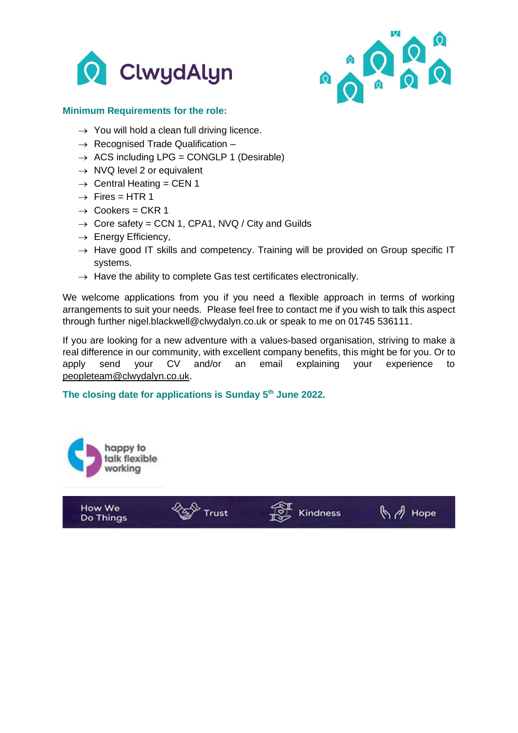**Minimum Requirements for the role:**

- You will hold a clean full driving licence.
- Recognised Trade Qualification –
- ACS including LPG = CONGLP 1 (Desirable)
- NVQ level 2 or equivalent
- Central Heating = CEN 1
- Fires = HTR 1
- Cookers = CKR 1
- Core safety = CCN 1, CPA1, NVQ / City and Guilds
- Energy Efficiency,
- Have good IT skills and competency. Training will be provided on Group specific IT systems.
- Have the ability to complete Gas test certificates electronically.

We welcome applications from you if you need a flexible approach in terms of working arrangements to suit your needs. Please feel free to contact me if you wish to talk this aspect through further nigel.blackwell@clwydalyn.co.uk or speak to me on 01745 536111.

If you are looking for a new adventure with a values-based organisation, striving to make a real difference in our community, with excellent company benefits, this might be for you. Or to apply send your CV and/or an email explaining your experience to peopleteam@clwydalyn.co.uk.

**The closing date for applications is Sunday 5th June 2022.**